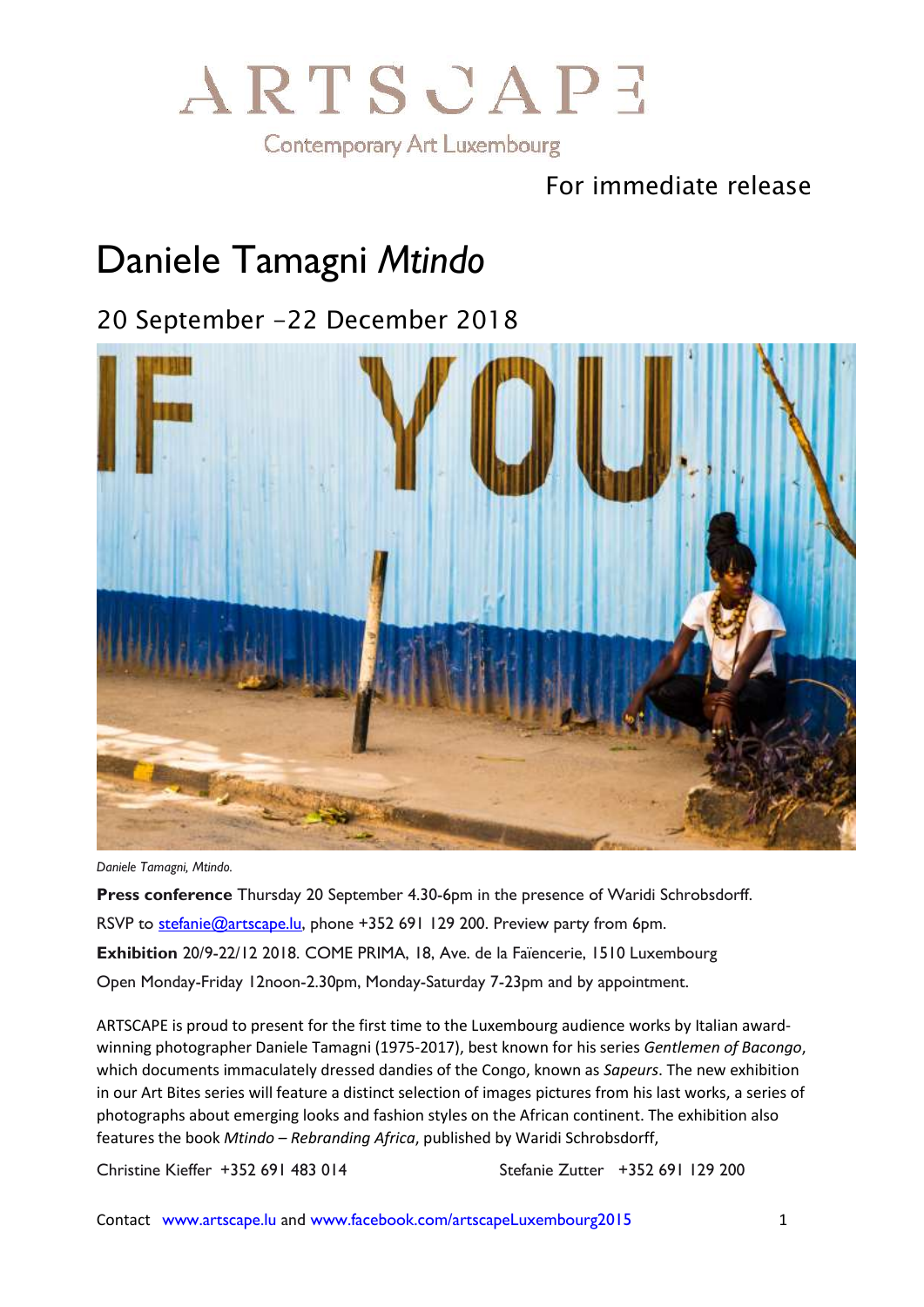ARTSCAPE

Contemporary Art Luxembourg

For immediate release

# Daniele Tamagni *Mtindo*

## 20 September –22 December 2018

*Daniele Tamagni, Mtindo.*

**Press conference** Thursday 20 September 4.30-6pm in the presence of Waridi Schrobsdorff.

RSVP to stefanie@artscape.lu, phone +352 691 129 200. Preview party from 6pm.

**Exhibition** 20/9-22/12 2018. COME PRIMA, 18, Ave. de la Faïencerie, 1510 Luxembourg

Open Monday-Friday 12noon-2.30pm, Monday-Saturday 7-23pm and by appointment.

ARTSCAPE is proud to present for the first time to the Luxembourg audience works by Italian award-winning photographer Daniele Tamagni (1975-2017), best known for his series *Gentlemen of Bacongo*, which documents immaculately dressed dandies of the Congo, known as *Sapeurs*. The new exhibition in our Art Bites series will feature a distinct selection of images pictures from his last works, a series of photographs about emerging looks and fashion styles on the African continent. The exhibition also features the book *Mtindo – Rebranding Africa*, published by Waridi Schrobsdorff,

Christine Kieffer +352 691 483 014 Stefanie Zutter +352 691 129 200

Contact www.artscape.lu and www.facebook.com/artscapeLuxembourg2015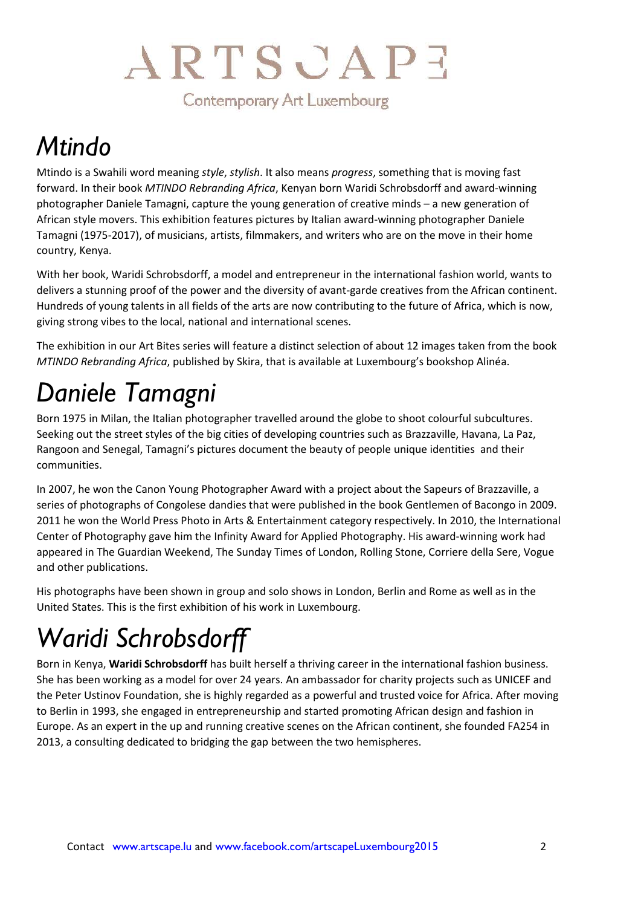# ARTSCAPE

Contemporary Art Luxembourg

# *Mtindo*

Mtindo is a Swahili word meaning *style*, *stylish*. It also means *progress*, something that is moving fast forward. In their book *MTINDO Rebranding Africa*, Kenyan born Waridi Schrobsdorff and award-winning photographer Daniele Tamagni, capture the young generation of creative minds – a new generation of African style movers. This exhibition features pictures by Italian award-winning photographer Daniele Tamagni (1975-2017), of musicians, artists, filmmakers, and writers who are on the move in their home country, Kenya.

With her book, Waridi Schrobsdorff, a model and entrepreneur in the international fashion world, wants to delivers a stunning proof of the power and the diversity of avant-garde creatives from the African continent. Hundreds of young talents in all fields of the arts are now contributing to the future of Africa, which is now, giving strong vibes to the local, national and international scenes.

The exhibition in our Art Bites series will feature a distinct selection of about 12 images taken from the book *MTINDO Rebranding Africa*, published by Skira, that is available at Luxembourg's bookshop Alinéa.

# *Daniele Tamagni*

Born 1975 in Milan, the Italian photographer travelled around the globe to shoot colourful subcultures. Seeking out the street styles of the big cities of developing countries such as Brazzaville, Havana, La Paz, Rangoon and Senegal, Tamagni's pictures document the beauty of people unique identities and their communities.

In 2007, he won the Canon Young Photographer Award with a project about the Sapeurs of Brazzaville, a series of photographs of Congolese dandies that were published in the book Gentlemen of Bacongo in 2009. 2011 he won the World Press Photo in Arts & Entertainment category respectively. In 2010, the International Center of Photography gave him the Infinity Award for Applied Photography. His award-winning work had appeared in The Guardian Weekend, The Sunday Times of London, Rolling Stone, Corriere della Sere, Vogue and other publications.

His photographs have been shown in group and solo shows in London, Berlin and Rome as well as in the United States. This is the first exhibition of his work in Luxembourg.

# *Waridi Schrobsdorff*

Born in Kenya, **Waridi Schrobsdorff** has built herself a thriving career in the international fashion business. She has been working as a model for over 24 years. An ambassador for charity projects such as UNICEF and the Peter Ustinov Foundation, she is highly regarded as a powerful and trusted voice for Africa. After moving to Berlin in 1993, she engaged in entrepreneurship and started promoting African design and fashion in Europe. As an expert in the up and running creative scenes on the African continent, she founded FA254 in 2013, a consulting dedicated to bridging the gap between the two hemispheres.

Contact www.artscape.lu and www.facebook.com/artscapeLuxembourg2015